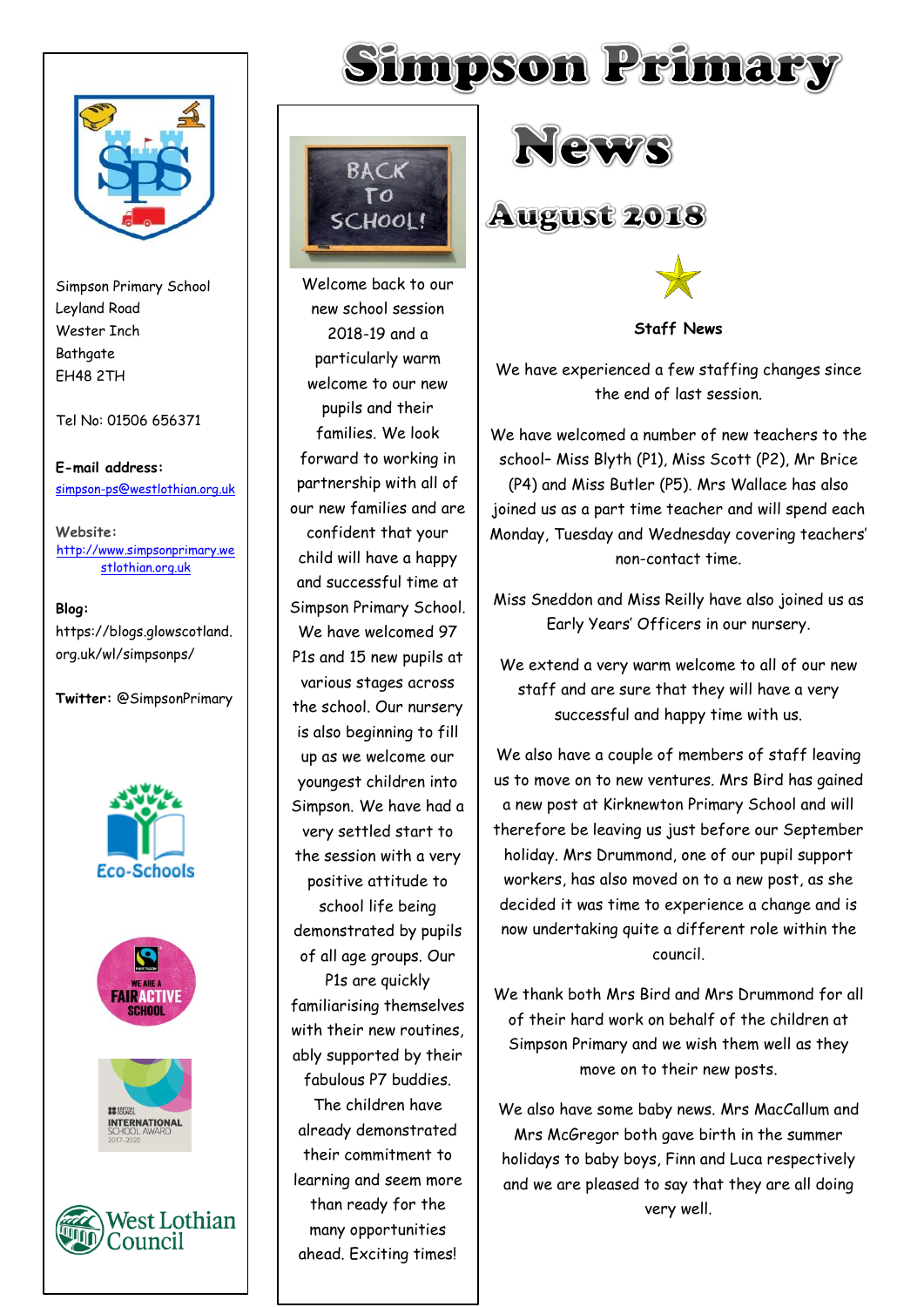# Simpson Primary News

## August 2018

Simpson Primary School
Leyland Road
Wester Inch
Bathgate
EH48 2TH

Tel No: 01506 656371

**E-mail address:**
simpson-ps@westlothian.org.uk

**Website:**
http://www.simpsonprimary.westlothian.org.uk

**Blog:**
https://blogs.glowscotland.org.uk/wl/simpsonps/

**Twitter:** @SimpsonPrimary

BACK TO SCHOOL!

Welcome back to our new school session 2018-19 and a particularly warm welcome to our new pupils and their families. We look forward to working in partnership with all of our new families and are confident that your child will have a happy and successful time at Simpson Primary School. We have welcomed 97 P1s and 15 new pupils at various stages across the school. Our nursery is also beginning to fill up as we welcome our youngest children into Simpson. We have had a very settled start to the session with a very positive attitude to school life being demonstrated by pupils of all age groups. Our P1s are quickly familiarising themselves with their new routines, ably supported by their fabulous P7 buddies. The children have already demonstrated their commitment to learning and seem more than ready for the many opportunities ahead. Exciting times!

### Staff News

We have experienced a few staffing changes since the end of last session.

We have welcomed a number of new teachers to the school– Miss Blyth (P1), Miss Scott (P2), Mr Brice (P4) and Miss Butler (P5). Mrs Wallace has also joined us as a part time teacher and will spend each Monday, Tuesday and Wednesday covering teachers' non-contact time.

Miss Sneddon and Miss Reilly have also joined us as Early Years' Officers in our nursery.

We extend a very warm welcome to all of our new staff and are sure that they will have a very successful and happy time with us.

We also have a couple of members of staff leaving us to move on to new ventures. Mrs Bird has gained a new post at Kirknewton Primary School and will therefore be leaving us just before our September holiday. Mrs Drummond, one of our pupil support workers, has also moved on to a new post, as she decided it was time to experience a change and is now undertaking quite a different role within the council.

We thank both Mrs Bird and Mrs Drummond for all of their hard work on behalf of the children at Simpson Primary and we wish them well as they move on to their new posts.

We also have some baby news. Mrs MacCallum and Mrs McGregor both gave birth in the summer holidays to baby boys, Finn and Luca respectively and we are pleased to say that they are all doing very well.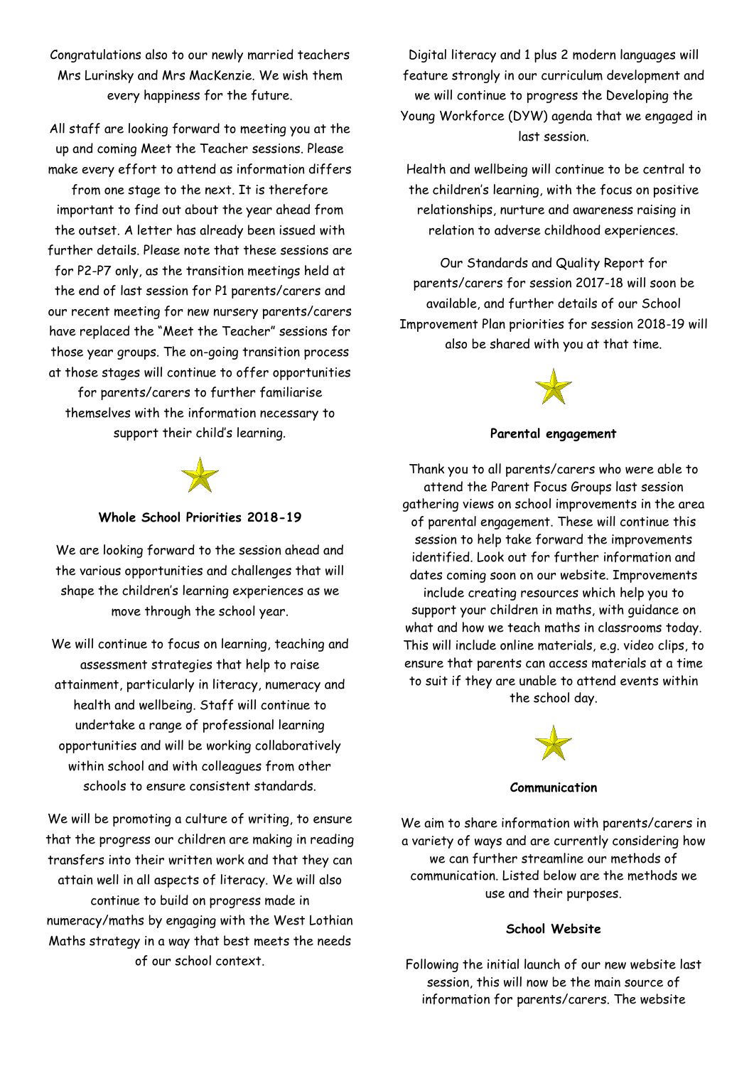Congratulations also to our newly married teachers Mrs Lurinsky and Mrs MacKenzie. We wish them every happiness for the future.

All staff are looking forward to meeting you at the up and coming Meet the Teacher sessions. Please make every effort to attend as information differs from one stage to the next. It is therefore important to find out about the year ahead from the outset. A letter has already been issued with further details. Please note that these sessions are for P2-P7 only, as the transition meetings held at the end of last session for P1 parents/carers and our recent meeting for new nursery parents/carers have replaced the "Meet the Teacher" sessions for those year groups. The on-going transition process at those stages will continue to offer opportunities for parents/carers to further familiarise themselves with the information necessary to support their child's learning.

### Whole School Priorities 2018-19

We are looking forward to the session ahead and the various opportunities and challenges that will shape the children's learning experiences as we move through the school year.

We will continue to focus on learning, teaching and assessment strategies that help to raise attainment, particularly in literacy, numeracy and health and wellbeing. Staff will continue to undertake a range of professional learning opportunities and will be working collaboratively within school and with colleagues from other schools to ensure consistent standards.

We will be promoting a culture of writing, to ensure that the progress our children are making in reading transfers into their written work and that they can attain well in all aspects of literacy. We will also continue to build on progress made in numeracy/maths by engaging with the West Lothian Maths strategy in a way that best meets the needs of our school context.

Digital literacy and 1 plus 2 modern languages will feature strongly in our curriculum development and we will continue to progress the Developing the Young Workforce (DYW) agenda that we engaged in last session.

Health and wellbeing will continue to be central to the children's learning, with the focus on positive relationships, nurture and awareness raising in relation to adverse childhood experiences.

Our Standards and Quality Report for parents/carers for session 2017-18 will soon be available, and further details of our School Improvement Plan priorities for session 2018-19 will also be shared with you at that time.

### Parental engagement

Thank you to all parents/carers who were able to attend the Parent Focus Groups last session gathering views on school improvements in the area of parental engagement. These will continue this session to help take forward the improvements identified. Look out for further information and dates coming soon on our website. Improvements include creating resources which help you to support your children in maths, with guidance on what and how we teach maths in classrooms today. This will include online materials, e.g. video clips, to ensure that parents can access materials at a time to suit if they are unable to attend events within the school day.

### Communication

We aim to share information with parents/carers in a variety of ways and are currently considering how we can further streamline our methods of communication. Listed below are the methods we use and their purposes.

#### School Website

Following the initial launch of our new website last session, this will now be the main source of information for parents/carers. The website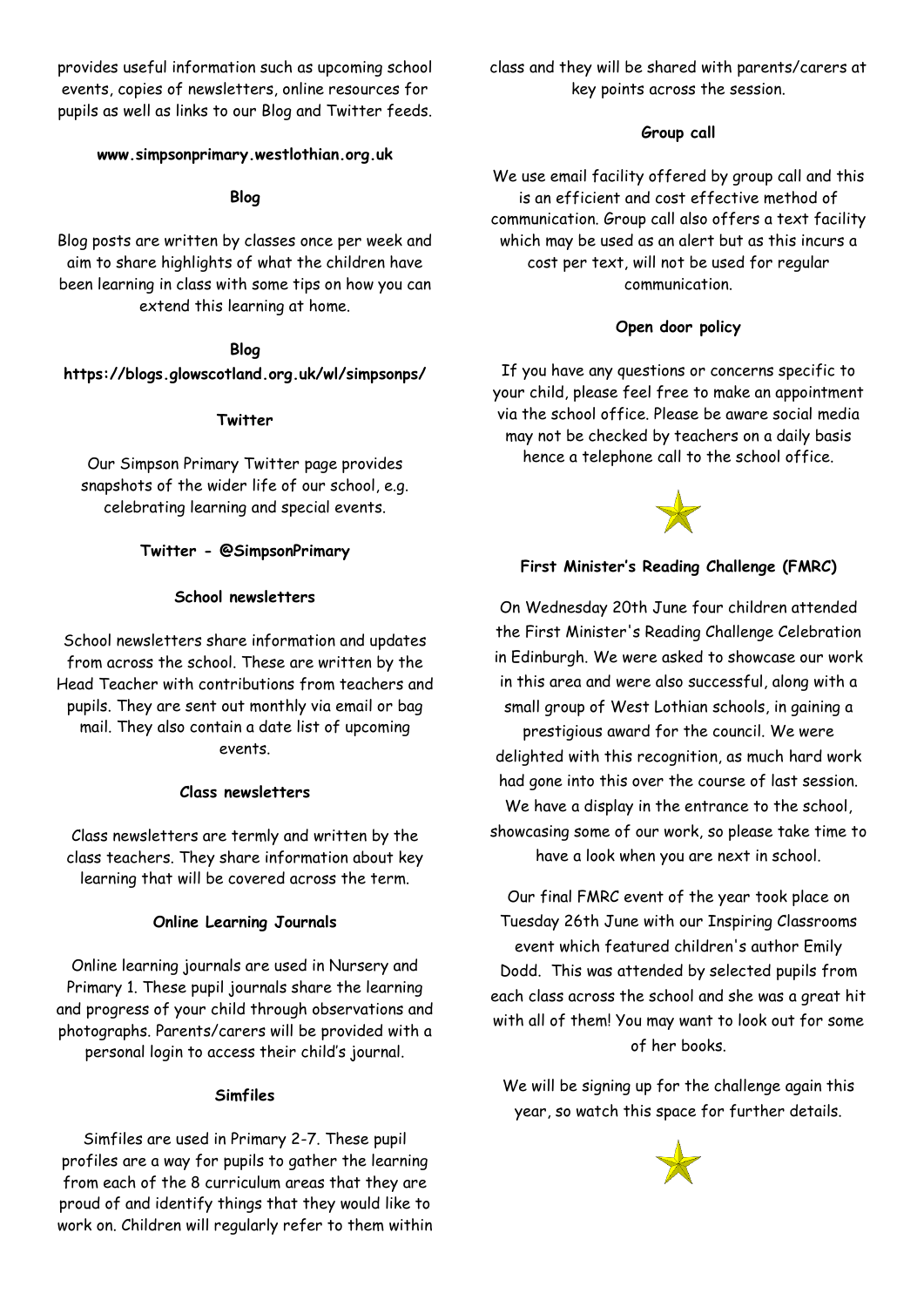provides useful information such as upcoming school events, copies of newsletters, online resources for pupils as well as links to our Blog and Twitter feeds.

**www.simpsonprimary.westlothian.org.uk**

**Blog**

Blog posts are written by classes once per week and aim to share highlights of what the children have been learning in class with some tips on how you can extend this learning at home.

**Blog**
**https://blogs.glowscotland.org.uk/wl/simpsonps/**

**Twitter**

Our Simpson Primary Twitter page provides snapshots of the wider life of our school, e.g. celebrating learning and special events.

**Twitter - @SimpsonPrimary**

**School newsletters**

School newsletters share information and updates from across the school. These are written by the Head Teacher with contributions from teachers and pupils. They are sent out monthly via email or bag mail. They also contain a date list of upcoming events.

**Class newsletters**

Class newsletters are termly and written by the class teachers. They share information about key learning that will be covered across the term.

**Online Learning Journals**

Online learning journals are used in Nursery and Primary 1. These pupil journals share the learning and progress of your child through observations and photographs. Parents/carers will be provided with a personal login to access their child's journal.

**Simfiles**

Simfiles are used in Primary 2-7. These pupil profiles are a way for pupils to gather the learning from each of the 8 curriculum areas that they are proud of and identify things that they would like to work on. Children will regularly refer to them within class and they will be shared with parents/carers at key points across the session.

**Group call**

We use email facility offered by group call and this is an efficient and cost effective method of communication. Group call also offers a text facility which may be used as an alert but as this incurs a cost per text, will not be used for regular communication.

**Open door policy**

If you have any questions or concerns specific to your child, please feel free to make an appointment via the school office. Please be aware social media may not be checked by teachers on a daily basis hence a telephone call to the school office.

**First Minister's Reading Challenge (FMRC)**

On Wednesday 20th June four children attended the First Minister's Reading Challenge Celebration in Edinburgh. We were asked to showcase our work in this area and were also successful, along with a small group of West Lothian schools, in gaining a prestigious award for the council. We were delighted with this recognition, as much hard work had gone into this over the course of last session. We have a display in the entrance to the school, showcasing some of our work, so please take time to have a look when you are next in school.

Our final FMRC event of the year took place on Tuesday 26th June with our Inspiring Classrooms event which featured children's author Emily Dodd. This was attended by selected pupils from each class across the school and she was a great hit with all of them! You may want to look out for some of her books.

We will be signing up for the challenge again this year, so watch this space for further details.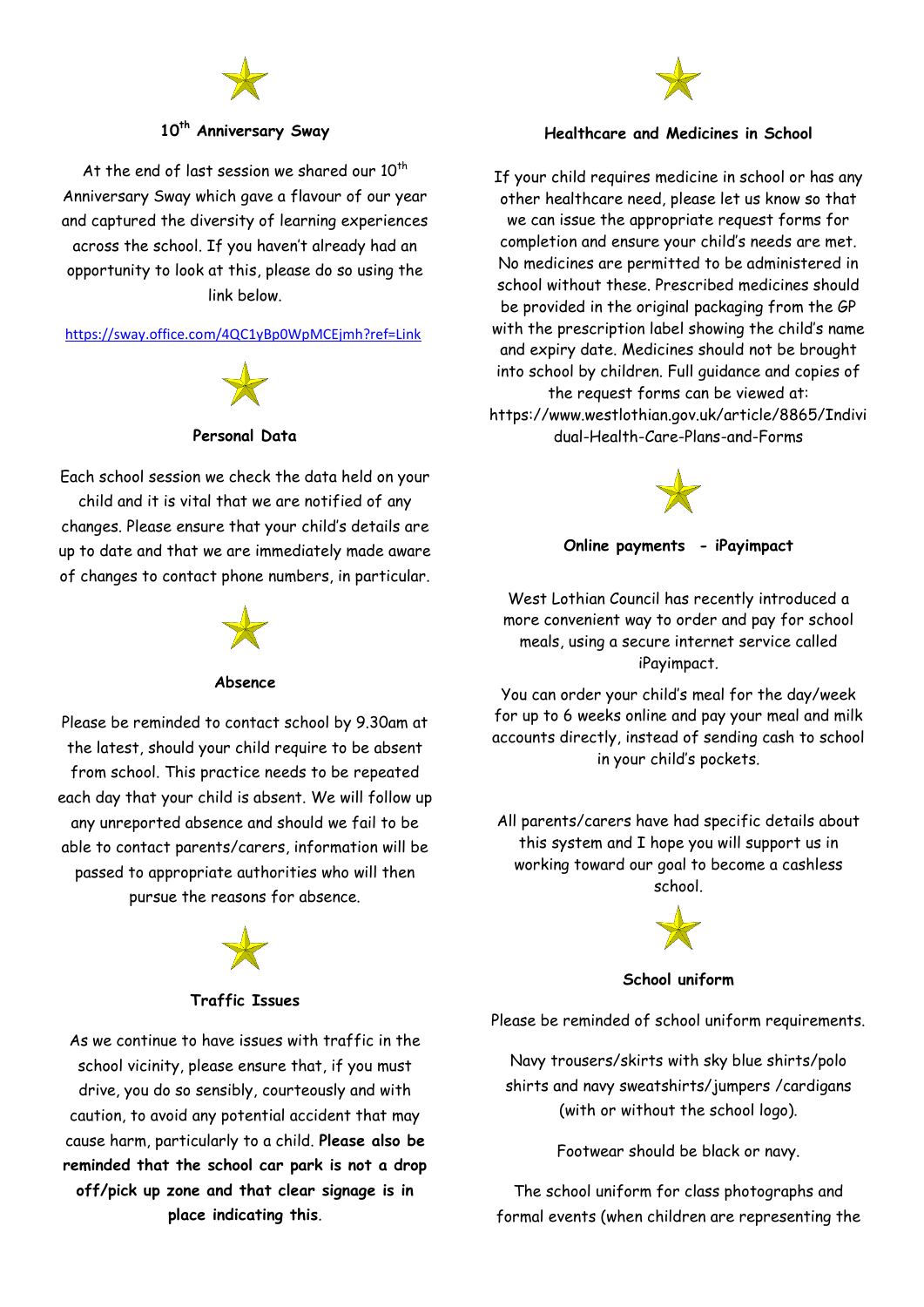### 10th Anniversary Sway

At the end of last session we shared our 10th Anniversary Sway which gave a flavour of our year and captured the diversity of learning experiences across the school. If you haven't already had an opportunity to look at this, please do so using the link below.

https://sway.office.com/4QC1yBp0WpMCEjmh?ref=Link

### Personal Data

Each school session we check the data held on your child and it is vital that we are notified of any changes. Please ensure that your child's details are up to date and that we are immediately made aware of changes to contact phone numbers, in particular.

### Absence

Please be reminded to contact school by 9.30am at the latest, should your child require to be absent from school. This practice needs to be repeated each day that your child is absent. We will follow up any unreported absence and should we fail to be able to contact parents/carers, information will be passed to appropriate authorities who will then pursue the reasons for absence.

### Traffic Issues

As we continue to have issues with traffic in the school vicinity, please ensure that, if you must drive, you do so sensibly, courteously and with caution, to avoid any potential accident that may cause harm, particularly to a child. **Please also be reminded that the school car park is not a drop off/pick up zone and that clear signage is in place indicating this**.

### Healthcare and Medicines in School

If your child requires medicine in school or has any other healthcare need, please let us know so that we can issue the appropriate request forms for completion and ensure your child's needs are met. No medicines are permitted to be administered in school without these. Prescribed medicines should be provided in the original packaging from the GP with the prescription label showing the child's name and expiry date. Medicines should not be brought into school by children. Full guidance and copies of the request forms can be viewed at: https://www.westlothian.gov.uk/article/8865/Individual-Health-Care-Plans-and-Forms

### Online payments - iPayimpact

West Lothian Council has recently introduced a more convenient way to order and pay for school meals, using a secure internet service called iPayimpact.

You can order your child's meal for the day/week for up to 6 weeks online and pay your meal and milk accounts directly, instead of sending cash to school in your child's pockets.

All parents/carers have had specific details about this system and I hope you will support us in working toward our goal to become a cashless school.

### School uniform

Please be reminded of school uniform requirements.

Navy trousers/skirts with sky blue shirts/polo shirts and navy sweatshirts/jumpers /cardigans (with or without the school logo).

Footwear should be black or navy.

The school uniform for class photographs and formal events (when children are representing the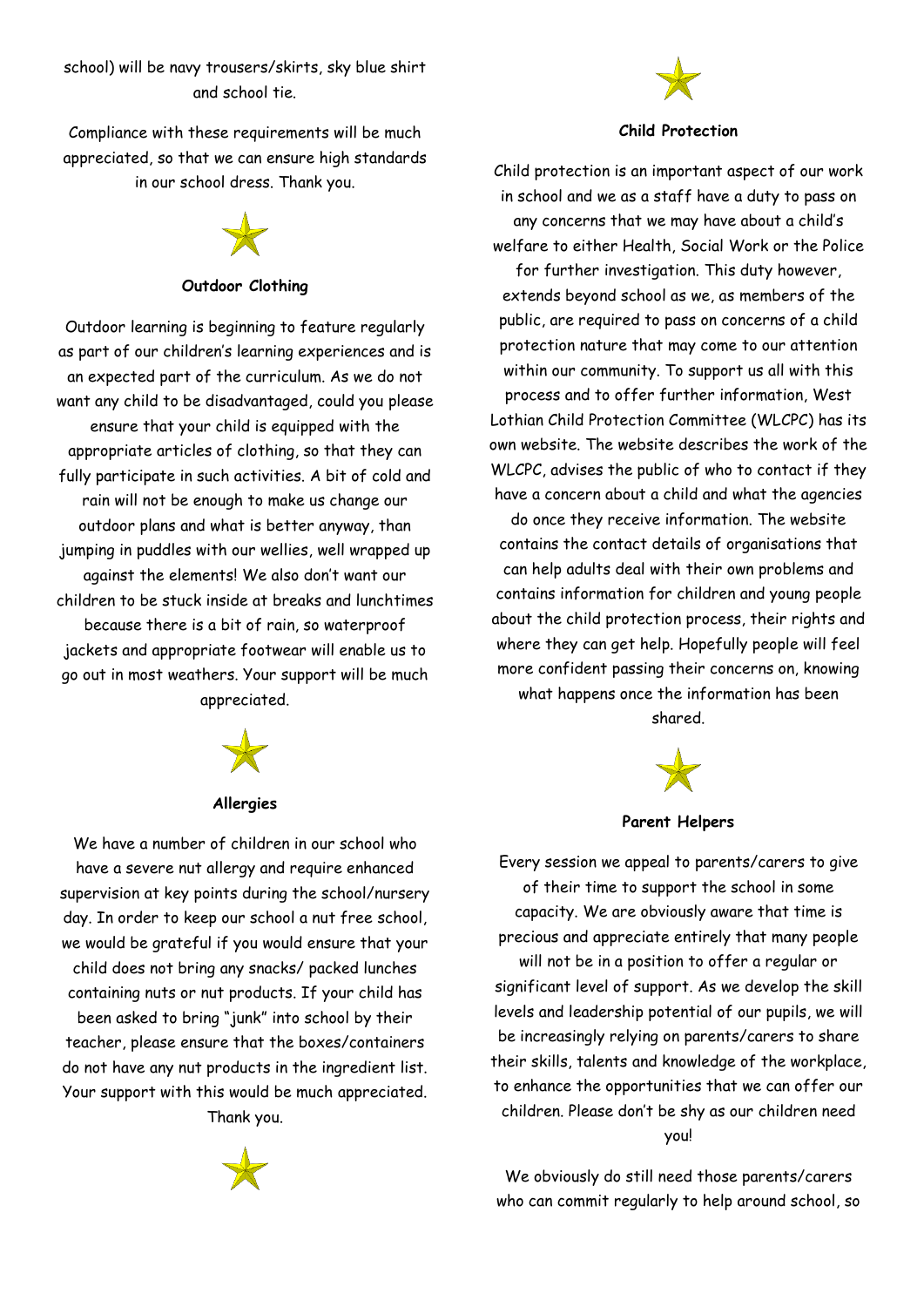school) will be navy trousers/skirts, sky blue shirt and school tie.

Compliance with these requirements will be much appreciated, so that we can ensure high standards in our school dress. Thank you.

**Outdoor Clothing**

Outdoor learning is beginning to feature regularly as part of our children's learning experiences and is an expected part of the curriculum. As we do not want any child to be disadvantaged, could you please ensure that your child is equipped with the appropriate articles of clothing, so that they can fully participate in such activities. A bit of cold and rain will not be enough to make us change our outdoor plans and what is better anyway, than jumping in puddles with our wellies, well wrapped up against the elements! We also don't want our children to be stuck inside at breaks and lunchtimes because there is a bit of rain, so waterproof jackets and appropriate footwear will enable us to go out in most weathers. Your support will be much appreciated.

**Allergies**

We have a number of children in our school who have a severe nut allergy and require enhanced supervision at key points during the school/nursery day. In order to keep our school a nut free school, we would be grateful if you would ensure that your child does not bring any snacks/ packed lunches containing nuts or nut products. If your child has been asked to bring "junk" into school by their teacher, please ensure that the boxes/containers do not have any nut products in the ingredient list. Your support with this would be much appreciated. Thank you.

**Child Protection**

Child protection is an important aspect of our work in school and we as a staff have a duty to pass on any concerns that we may have about a child's welfare to either Health, Social Work or the Police for further investigation. This duty however, extends beyond school as we, as members of the public, are required to pass on concerns of a child protection nature that may come to our attention within our community. To support us all with this process and to offer further information, West Lothian Child Protection Committee (WLCPC) has its own website. The website describes the work of the WLCPC, advises the public of who to contact if they have a concern about a child and what the agencies do once they receive information. The website contains the contact details of organisations that can help adults deal with their own problems and contains information for children and young people about the child protection process, their rights and where they can get help. Hopefully people will feel more confident passing their concerns on, knowing what happens once the information has been shared.

**Parent Helpers**

Every session we appeal to parents/carers to give of their time to support the school in some capacity. We are obviously aware that time is precious and appreciate entirely that many people will not be in a position to offer a regular or significant level of support. As we develop the skill levels and leadership potential of our pupils, we will be increasingly relying on parents/carers to share their skills, talents and knowledge of the workplace, to enhance the opportunities that we can offer our children. Please don't be shy as our children need you!

We obviously do still need those parents/carers who can commit regularly to help around school, so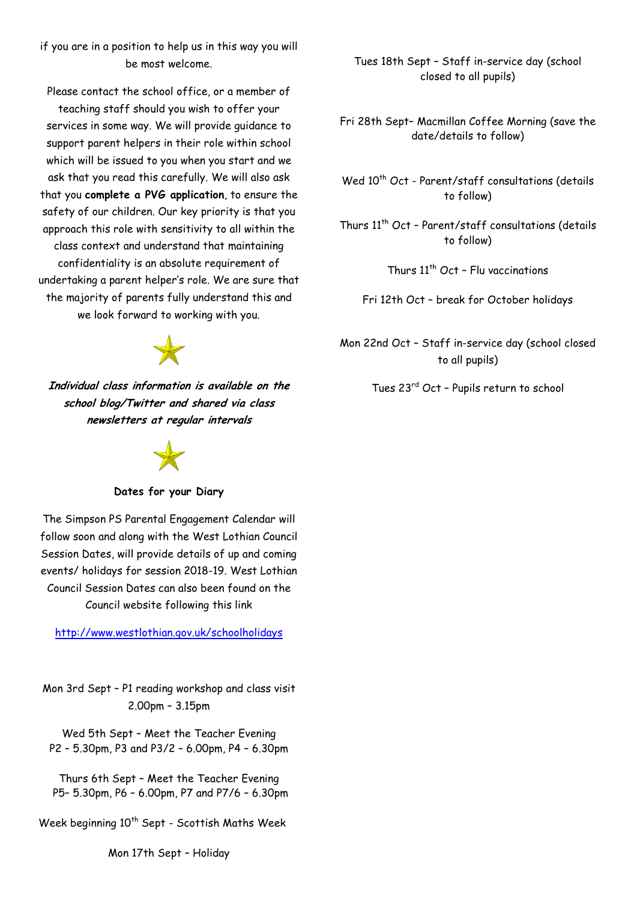if you are in a position to help us in this way you will be most welcome.

Please contact the school office, or a member of teaching staff should you wish to offer your services in some way. We will provide guidance to support parent helpers in their role within school which will be issued to you when you start and we ask that you read this carefully. We will also ask that you **complete a PVG application**, to ensure the safety of our children. Our key priority is that you approach this role with sensitivity to all within the class context and understand that maintaining confidentiality is an absolute requirement of undertaking a parent helper's role. We are sure that the majority of parents fully understand this and we look forward to working with you.

***Individual class information is available on the school blog/Twitter and shared via class newsletters at regular intervals***

**Dates for your Diary**

The Simpson PS Parental Engagement Calendar will follow soon and along with the West Lothian Council Session Dates, will provide details of up and coming events/ holidays for session 2018-19. West Lothian Council Session Dates can also been found on the Council website following this link

http://www.westlothian.gov.uk/schoolholidays

Mon 3rd Sept – P1 reading workshop and class visit 2.00pm – 3.15pm

Wed 5th Sept – Meet the Teacher Evening
P2 – 5.30pm, P3 and P3/2 – 6.00pm, P4 – 6.30pm

Thurs 6th Sept – Meet the Teacher Evening
P5– 5.30pm, P6 – 6.00pm, P7 and P7/6 – 6.30pm

Week beginning 10th Sept - Scottish Maths Week

Mon 17th Sept – Holiday

Tues 18th Sept – Staff in-service day (school closed to all pupils)

Fri 28th Sept– Macmillan Coffee Morning (save the date/details to follow)

Wed 10th Oct - Parent/staff consultations (details to follow)

Thurs 11th Oct – Parent/staff consultations (details to follow)

Thurs 11th Oct – Flu vaccinations

Fri 12th Oct – break for October holidays

Mon 22nd Oct – Staff in-service day (school closed to all pupils)

Tues 23rd Oct – Pupils return to school